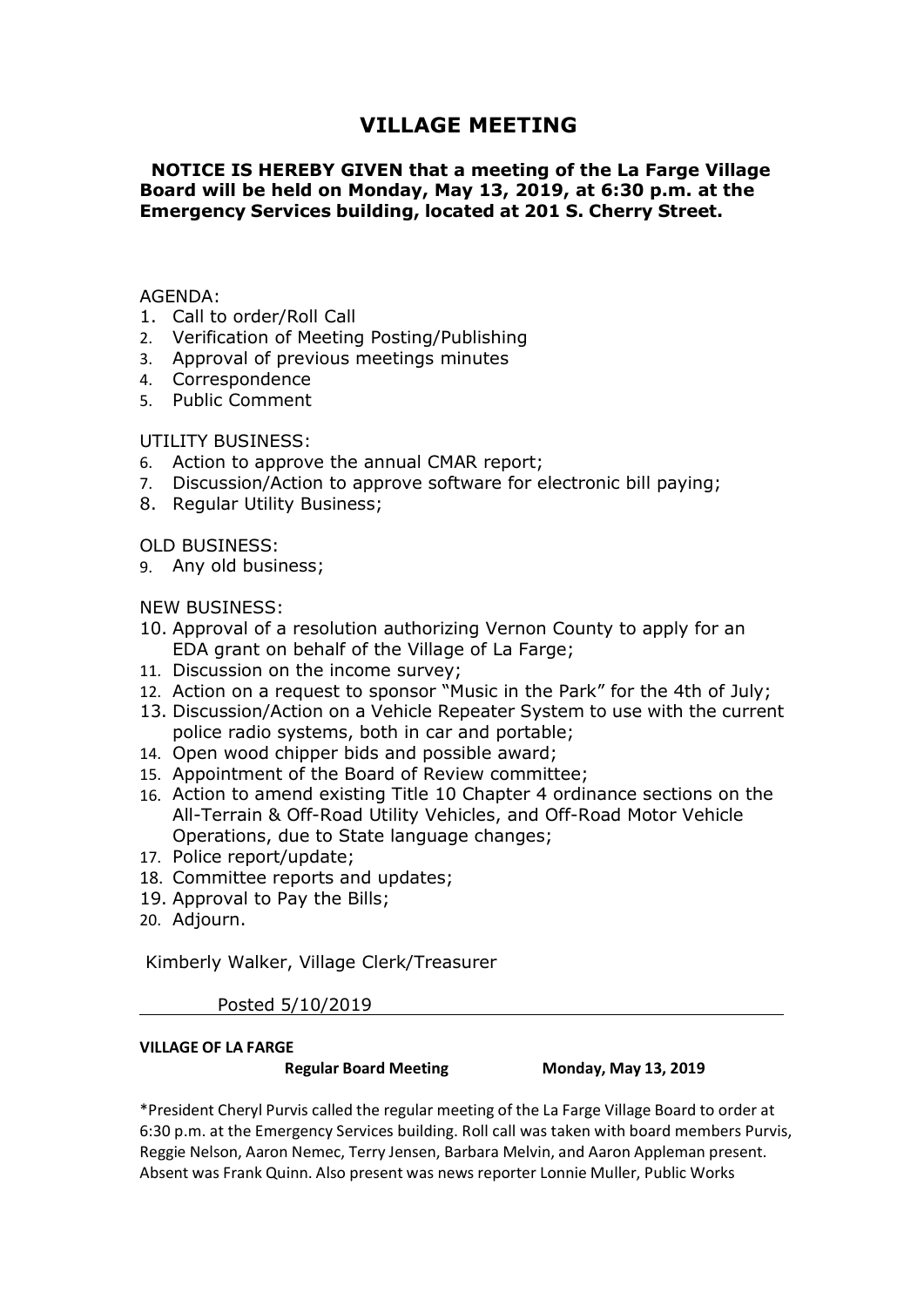# VILLAGE MEETING

**NOTICE IS HEREBY GIVEN that a meeting of the La Farge Village Board will be held on Monday, May 13, 2019, at 6:30 p.m. at the Emergency Services building, located at 201 S. Cherry Street.**

AGENDA:

1. Call to order/Roll Call
2. Verification of Meeting Posting/Publishing
3. Approval of previous meetings minutes
4. Correspondence
5. Public Comment

UTILITY BUSINESS:

6. Action to approve the annual CMAR report;
7. Discussion/Action to approve software for electronic bill paying;
8. Regular Utility Business;

OLD BUSINESS:

9. Any old business;

NEW BUSINESS:

10. Approval of a resolution authorizing Vernon County to apply for an EDA grant on behalf of the Village of La Farge;
11. Discussion on the income survey;
12. Action on a request to sponsor "Music in the Park" for the 4th of July;
13. Discussion/Action on a Vehicle Repeater System to use with the current police radio systems, both in car and portable;
14. Open wood chipper bids and possible award;
15. Appointment of the Board of Review committee;
16. Action to amend existing Title 10 Chapter 4 ordinance sections on the All-Terrain & Off-Road Utility Vehicles, and Off-Road Motor Vehicle Operations, due to State language changes;
17. Police report/update;
18. Committee reports and updates;
19. Approval to Pay the Bills;
20. Adjourn.

Kimberly Walker, Village Clerk/Treasurer

Posted 5/10/2019

---

**VILLAGE OF LA FARGE**

**Regular Board Meeting** **Monday, May 13, 2019**

*President Cheryl Purvis called the regular meeting of the La Farge Village Board to order at 6:30 p.m. at the Emergency Services building. Roll call was taken with board members Purvis, Reggie Nelson, Aaron Nemec, Terry Jensen, Barbara Melvin, and Aaron Appleman present. Absent was Frank Quinn. Also present was news reporter Lonnie Muller, Public Works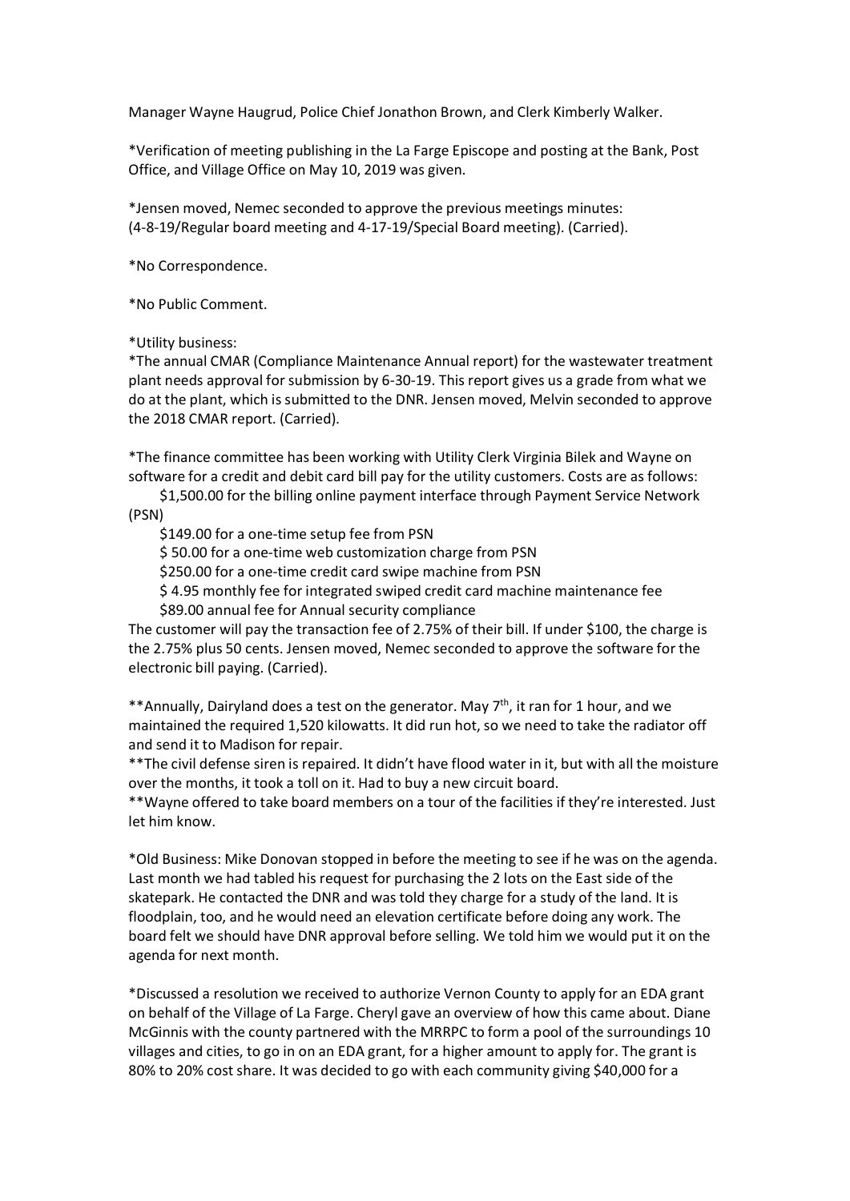Manager Wayne Haugrud, Police Chief Jonathon Brown, and Clerk Kimberly Walker.

*Verification of meeting publishing in the La Farge Episcope and posting at the Bank, Post Office, and Village Office on May 10, 2019 was given.

*Jensen moved, Nemec seconded to approve the previous meetings minutes: (4-8-19/Regular board meeting and 4-17-19/Special Board meeting). (Carried).

*No Correspondence.

*No Public Comment.

*Utility business:

*The annual CMAR (Compliance Maintenance Annual report) for the wastewater treatment plant needs approval for submission by 6-30-19. This report gives us a grade from what we do at the plant, which is submitted to the DNR. Jensen moved, Melvin seconded to approve the 2018 CMAR report. (Carried).

*The finance committee has been working with Utility Clerk Virginia Bilek and Wayne on software for a credit and debit card bill pay for the utility customers. Costs are as follows:

$1,500.00 for the billing online payment interface through Payment Service Network (PSN)

$149.00 for a one-time setup fee from PSN

$ 50.00 for a one-time web customization charge from PSN

$250.00 for a one-time credit card swipe machine from PSN

$ 4.95 monthly fee for integrated swiped credit card machine maintenance fee

$89.00 annual fee for Annual security compliance

The customer will pay the transaction fee of 2.75% of their bill. If under $100, the charge is the 2.75% plus 50 cents. Jensen moved, Nemec seconded to approve the software for the electronic bill paying. (Carried).

**Annually, Dairyland does a test on the generator. May 7th, it ran for 1 hour, and we maintained the required 1,520 kilowatts. It did run hot, so we need to take the radiator off and send it to Madison for repair.

**The civil defense siren is repaired. It didn't have flood water in it, but with all the moisture over the months, it took a toll on it. Had to buy a new circuit board.

**Wayne offered to take board members on a tour of the facilities if they're interested. Just let him know.

*Old Business: Mike Donovan stopped in before the meeting to see if he was on the agenda. Last month we had tabled his request for purchasing the 2 lots on the East side of the skatepark. He contacted the DNR and was told they charge for a study of the land. It is floodplain, too, and he would need an elevation certificate before doing any work. The board felt we should have DNR approval before selling. We told him we would put it on the agenda for next month.

*Discussed a resolution we received to authorize Vernon County to apply for an EDA grant on behalf of the Village of La Farge. Cheryl gave an overview of how this came about. Diane McGinnis with the county partnered with the MRRPC to form a pool of the surroundings 10 villages and cities, to go in on an EDA grant, for a higher amount to apply for. The grant is 80% to 20% cost share. It was decided to go with each community giving $40,000 for a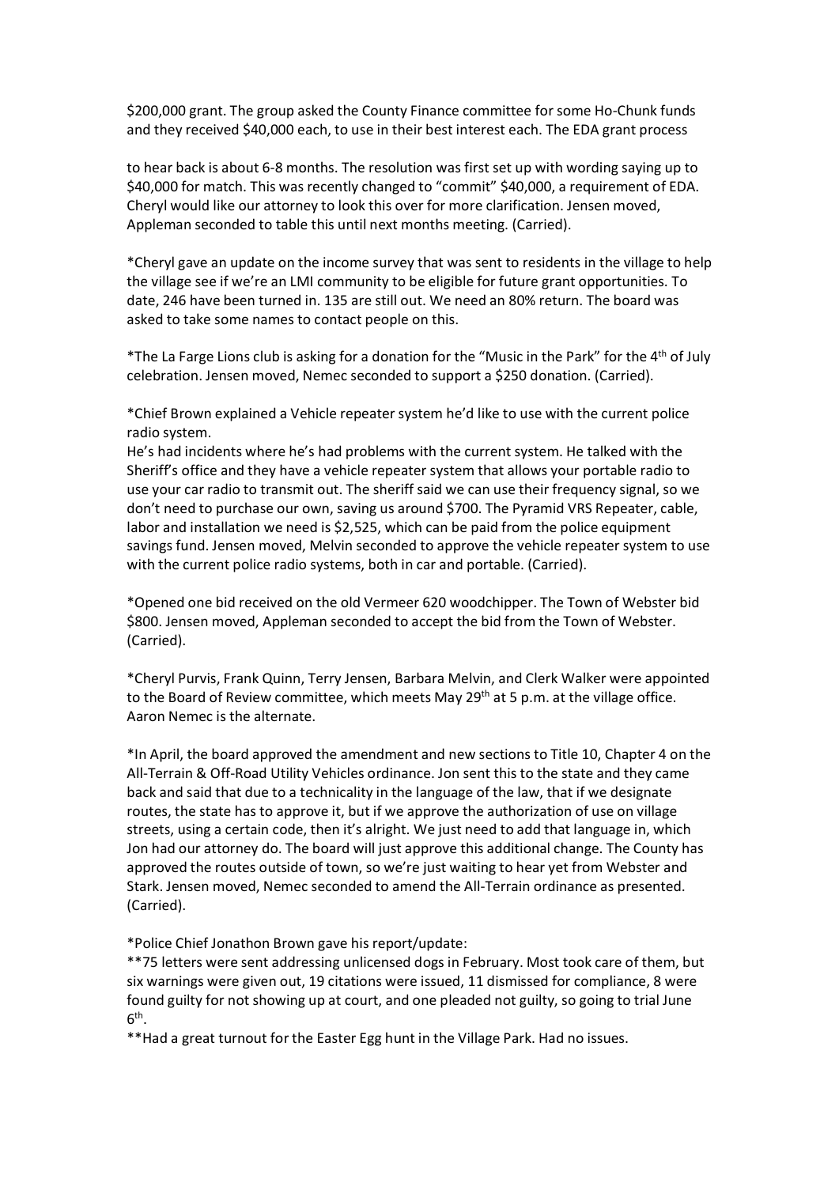$200,000 grant. The group asked the County Finance committee for some Ho-Chunk funds and they received $40,000 each, to use in their best interest each. The EDA grant process

to hear back is about 6-8 months. The resolution was first set up with wording saying up to $40,000 for match. This was recently changed to "commit" $40,000, a requirement of EDA. Cheryl would like our attorney to look this over for more clarification. Jensen moved, Appleman seconded to table this until next months meeting. (Carried).

*Cheryl gave an update on the income survey that was sent to residents in the village to help the village see if we're an LMI community to be eligible for future grant opportunities. To date, 246 have been turned in. 135 are still out. We need an 80% return. The board was asked to take some names to contact people on this.

*The La Farge Lions club is asking for a donation for the "Music in the Park" for the 4th of July celebration. Jensen moved, Nemec seconded to support a $250 donation. (Carried).

*Chief Brown explained a Vehicle repeater system he'd like to use with the current police radio system.
He's had incidents where he's had problems with the current system. He talked with the Sheriff's office and they have a vehicle repeater system that allows your portable radio to use your car radio to transmit out. The sheriff said we can use their frequency signal, so we don't need to purchase our own, saving us around $700. The Pyramid VRS Repeater, cable, labor and installation we need is $2,525, which can be paid from the police equipment savings fund. Jensen moved, Melvin seconded to approve the vehicle repeater system to use with the current police radio systems, both in car and portable. (Carried).

*Opened one bid received on the old Vermeer 620 woodchipper. The Town of Webster bid $800. Jensen moved, Appleman seconded to accept the bid from the Town of Webster. (Carried).

*Cheryl Purvis, Frank Quinn, Terry Jensen, Barbara Melvin, and Clerk Walker were appointed to the Board of Review committee, which meets May 29th at 5 p.m. at the village office. Aaron Nemec is the alternate.

*In April, the board approved the amendment and new sections to Title 10, Chapter 4 on the All-Terrain & Off-Road Utility Vehicles ordinance. Jon sent this to the state and they came back and said that due to a technicality in the language of the law, that if we designate routes, the state has to approve it, but if we approve the authorization of use on village streets, using a certain code, then it's alright. We just need to add that language in, which Jon had our attorney do. The board will just approve this additional change. The County has approved the routes outside of town, so we're just waiting to hear yet from Webster and Stark. Jensen moved, Nemec seconded to amend the All-Terrain ordinance as presented. (Carried).

*Police Chief Jonathon Brown gave his report/update:
**75 letters were sent addressing unlicensed dogs in February. Most took care of them, but six warnings were given out, 19 citations were issued, 11 dismissed for compliance, 8 were found guilty for not showing up at court, and one pleaded not guilty, so going to trial June 6th.
**Had a great turnout for the Easter Egg hunt in the Village Park. Had no issues.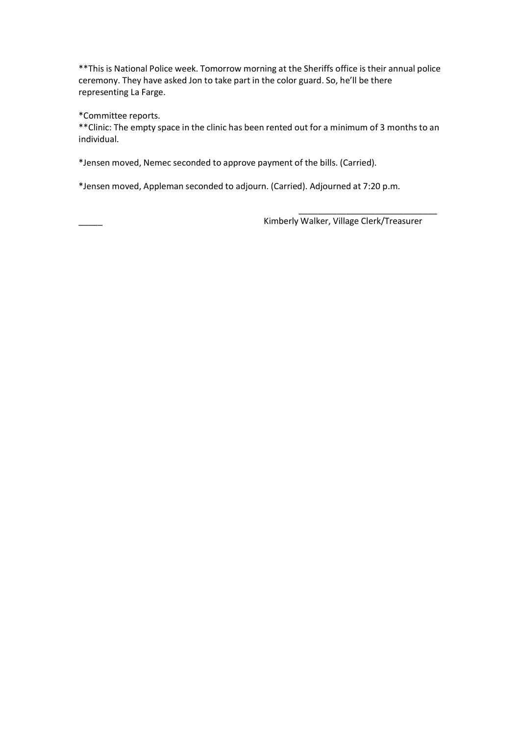**This is National Police week. Tomorrow morning at the Sheriffs office is their annual police ceremony. They have asked Jon to take part in the color guard. So, he'll be there representing La Farge.

*Committee reports.

**Clinic: The empty space in the clinic has been rented out for a minimum of 3 months to an individual.

*Jensen moved, Nemec seconded to approve payment of the bills. (Carried).

*Jensen moved, Appleman seconded to adjourn. (Carried). Adjourned at 7:20 p.m.

_____________________________

_____ Kimberly Walker, Village Clerk/Treasurer